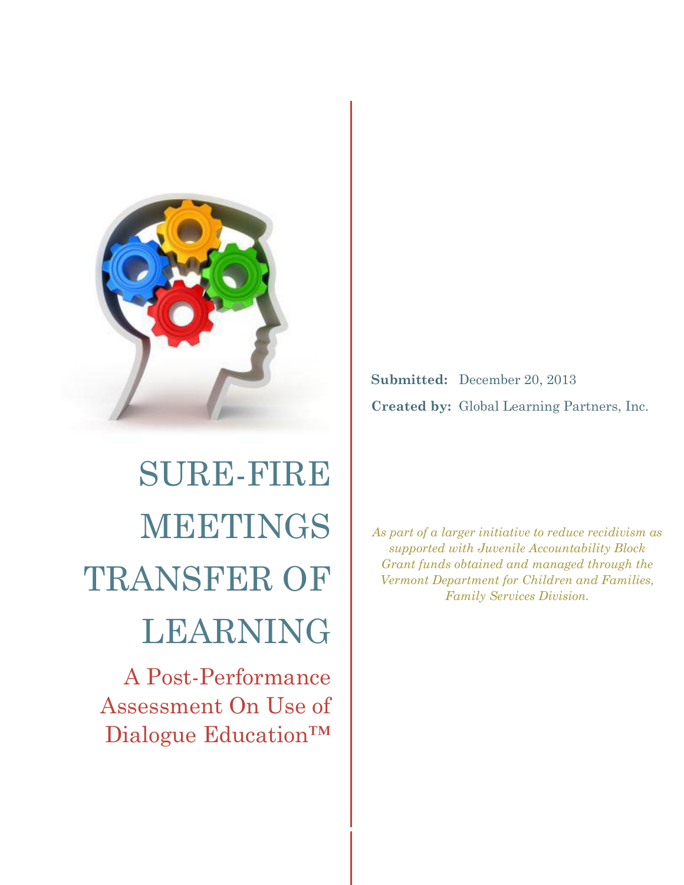# SURE-FIRE MEETINGS TRANSFER OF LEARNING

## A Post-Performance Assessment On Use of Dialogue Education™

**Submitted:** December 20, 2013

**Created by:** Global Learning Partners, Inc.

*As part of a larger initiative to reduce recidivism as supported with Juvenile Accountability Block Grant funds obtained and managed through the Vermont Department for Children and Families, Family Services Division.*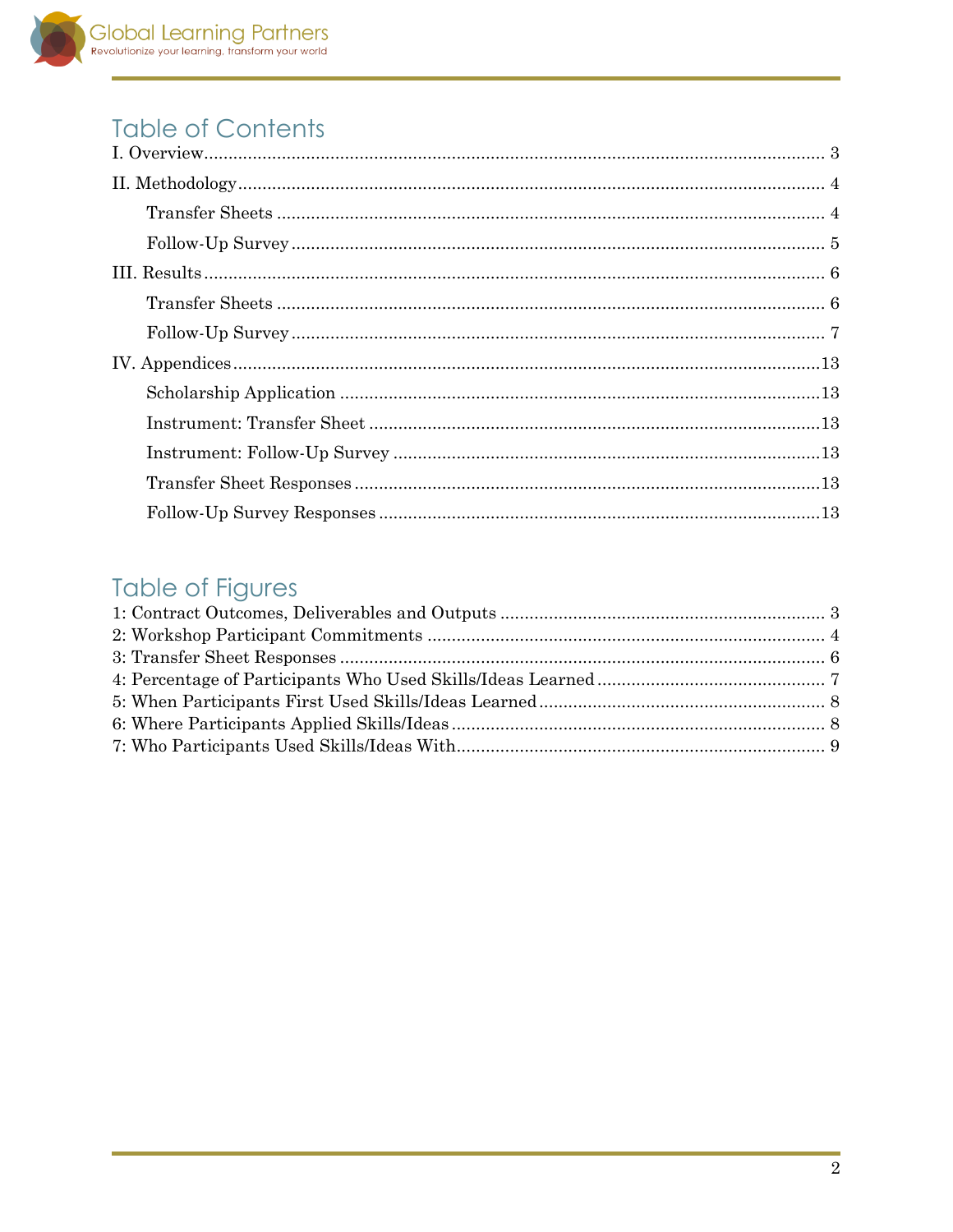# Table of Contents

I. Overview ..... 3

II. Methodology ..... 4

- Transfer Sheets ..... 4
- Follow-Up Survey ..... 5

III. Results ..... 6

- Transfer Sheets ..... 6
- Follow-Up Survey ..... 7

IV. Appendices ..... 13

- Scholarship Application ..... 13
- Instrument: Transfer Sheet ..... 13
- Instrument: Follow-Up Survey ..... 13
- Transfer Sheet Responses ..... 13
- Follow-Up Survey Responses ..... 13

# Table of Figures

1: Contract Outcomes, Deliverables and Outputs ..... 3

2: Workshop Participant Commitments ..... 4

3: Transfer Sheet Responses ..... 6

4: Percentage of Participants Who Used Skills/Ideas Learned ..... 7

5: When Participants First Used Skills/Ideas Learned ..... 8

6: Where Participants Applied Skills/Ideas ..... 8

7: Who Participants Used Skills/Ideas With ..... 9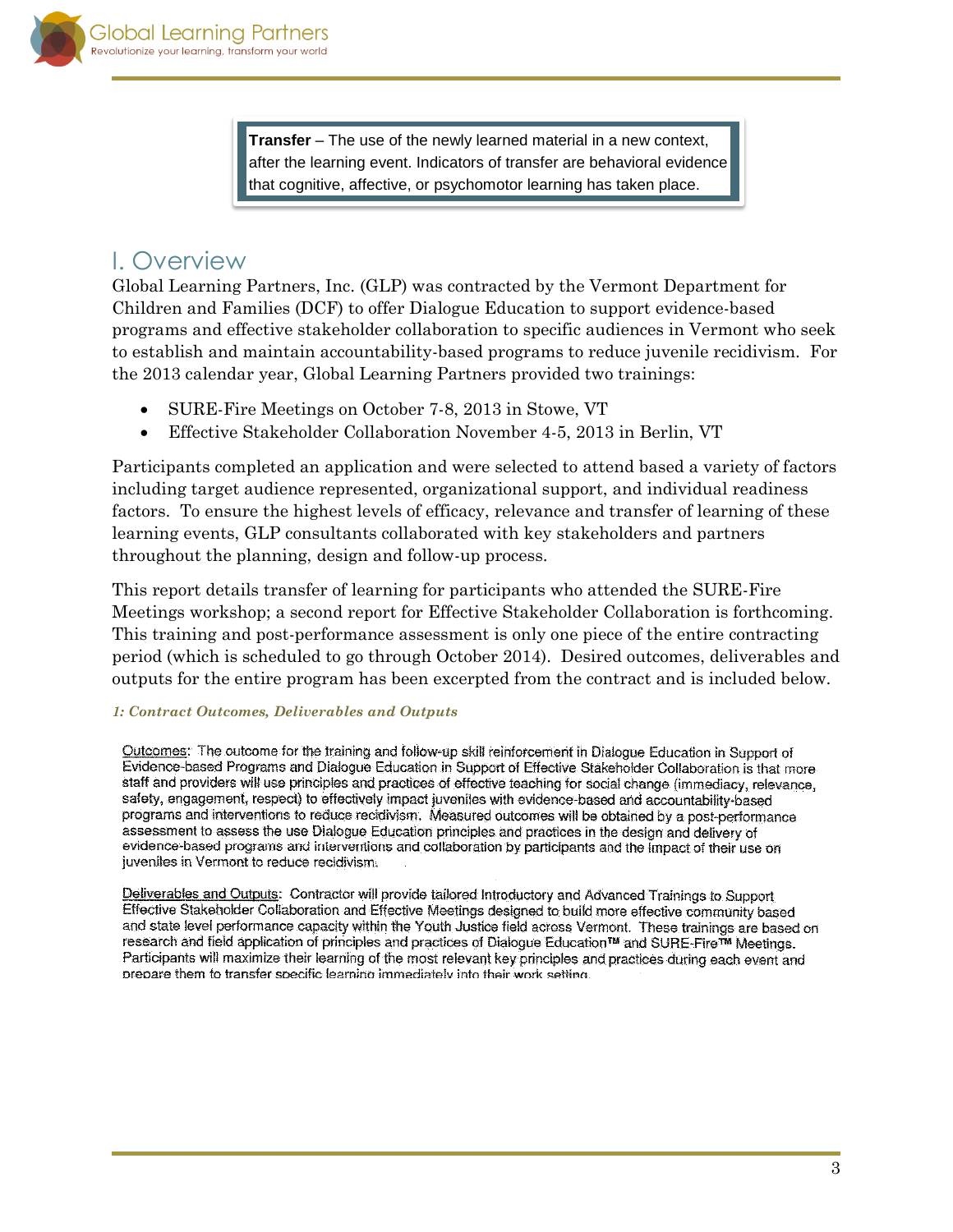**Transfer** – The use of the newly learned material in a new context, after the learning event. Indicators of transfer are behavioral evidence that cognitive, affective, or psychomotor learning has taken place.

# I. Overview

Global Learning Partners, Inc. (GLP) was contracted by the Vermont Department for Children and Families (DCF) to offer Dialogue Education to support evidence-based programs and effective stakeholder collaboration to specific audiences in Vermont who seek to establish and maintain accountability-based programs to reduce juvenile recidivism. For the 2013 calendar year, Global Learning Partners provided two trainings:

- SURE-Fire Meetings on October 7-8, 2013 in Stowe, VT
- Effective Stakeholder Collaboration November 4-5, 2013 in Berlin, VT

Participants completed an application and were selected to attend based a variety of factors including target audience represented, organizational support, and individual readiness factors. To ensure the highest levels of efficacy, relevance and transfer of learning of these learning events, GLP consultants collaborated with key stakeholders and partners throughout the planning, design and follow-up process.

This report details transfer of learning for participants who attended the SURE-Fire Meetings workshop; a second report for Effective Stakeholder Collaboration is forthcoming. This training and post-performance assessment is only one piece of the entire contracting period (which is scheduled to go through October 2014). Desired outcomes, deliverables and outputs for the entire program has been excerpted from the contract and is included below.

***1: Contract Outcomes, Deliverables and Outputs***

Outcomes: The outcome for the training and follow-up skill reinforcement in Dialogue Education in Support of Evidence-based Programs and Dialogue Education in Support of Effective Stakeholder Collaboration is that more staff and providers will use principles and practices of effective teaching for social change (immediacy, relevance, safety, engagement, respect) to effectively impact juveniles with evidence-based and accountability-based programs and interventions to reduce recidivism. Measured outcomes will be obtained by a post-performance assessment to assess the use Dialogue Education principles and practices in the design and delivery of evidence-based programs and interventions and collaboration by participants and the impact of their use on juveniles in Vermont to reduce recidivism.

Deliverables and Outputs: Contractor will provide tailored Introductory and Advanced Trainings to Support Effective Stakeholder Collaboration and Effective Meetings designed to build more effective community based and state level performance capacity within the Youth Justice field across Vermont. These trainings are based on research and field application of principles and practices of Dialogue Education™ and SURE-Fire™ Meetings. Participants will maximize their learning of the most relevant key principles and practices during each event and prepare them to transfer specific learning immediately into their work setting.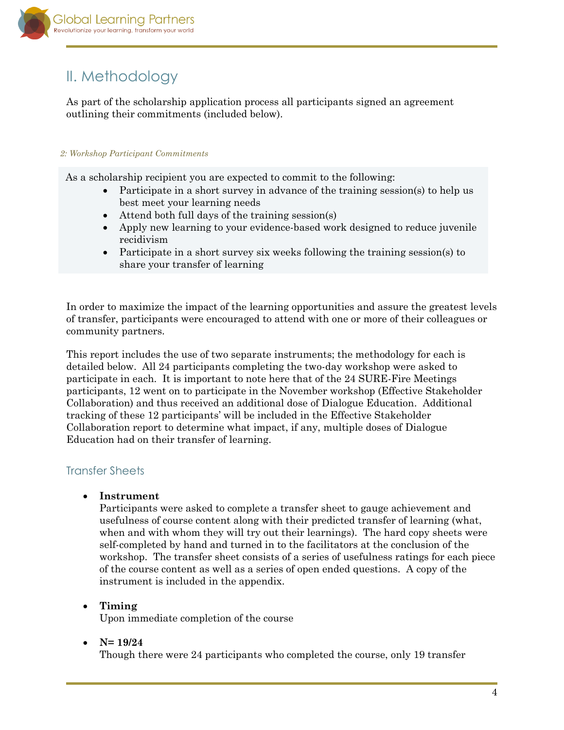## II. Methodology

As part of the scholarship application process all participants signed an agreement outlining their commitments (included below).

*2: Workshop Participant Commitments*

As a scholarship recipient you are expected to commit to the following:

- Participate in a short survey in advance of the training session(s) to help us best meet your learning needs
- Attend both full days of the training session(s)
- Apply new learning to your evidence-based work designed to reduce juvenile recidivism
- Participate in a short survey six weeks following the training session(s) to share your transfer of learning

In order to maximize the impact of the learning opportunities and assure the greatest levels of transfer, participants were encouraged to attend with one or more of their colleagues or community partners.

This report includes the use of two separate instruments; the methodology for each is detailed below. All 24 participants completing the two-day workshop were asked to participate in each. It is important to note here that of the 24 SURE-Fire Meetings participants, 12 went on to participate in the November workshop (Effective Stakeholder Collaboration) and thus received an additional dose of Dialogue Education. Additional tracking of these 12 participants' will be included in the Effective Stakeholder Collaboration report to determine what impact, if any, multiple doses of Dialogue Education had on their transfer of learning.

### Transfer Sheets

- **Instrument**
  Participants were asked to complete a transfer sheet to gauge achievement and usefulness of course content along with their predicted transfer of learning (what, when and with whom they will try out their learnings). The hard copy sheets were self-completed by hand and turned in to the facilitators at the conclusion of the workshop. The transfer sheet consists of a series of usefulness ratings for each piece of the course content as well as a series of open ended questions. A copy of the instrument is included in the appendix.

- **Timing**
  Upon immediate completion of the course

- **N= 19/24**
  Though there were 24 participants who completed the course, only 19 transfer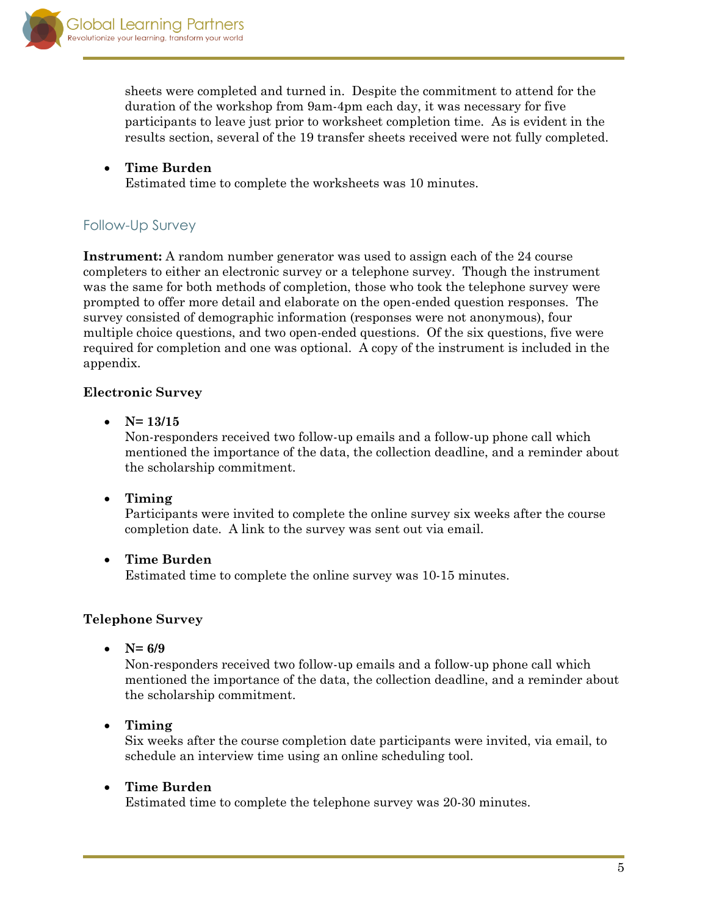sheets were completed and turned in. Despite the commitment to attend for the duration of the workshop from 9am-4pm each day, it was necessary for five participants to leave just prior to worksheet completion time. As is evident in the results section, several of the 19 transfer sheets received were not fully completed.

- **Time Burden**
  Estimated time to complete the worksheets was 10 minutes.

## Follow-Up Survey

**Instrument:** A random number generator was used to assign each of the 24 course completers to either an electronic survey or a telephone survey. Though the instrument was the same for both methods of completion, those who took the telephone survey were prompted to offer more detail and elaborate on the open-ended question responses. The survey consisted of demographic information (responses were not anonymous), four multiple choice questions, and two open-ended questions. Of the six questions, five were required for completion and one was optional. A copy of the instrument is included in the appendix.

**Electronic Survey**

- **N= 13/15**
  Non-responders received two follow-up emails and a follow-up phone call which mentioned the importance of the data, the collection deadline, and a reminder about the scholarship commitment.

- **Timing**
  Participants were invited to complete the online survey six weeks after the course completion date. A link to the survey was sent out via email.

- **Time Burden**
  Estimated time to complete the online survey was 10-15 minutes.

**Telephone Survey**

- **N= 6/9**
  Non-responders received two follow-up emails and a follow-up phone call which mentioned the importance of the data, the collection deadline, and a reminder about the scholarship commitment.

- **Timing**
  Six weeks after the course completion date participants were invited, via email, to schedule an interview time using an online scheduling tool.

- **Time Burden**
  Estimated time to complete the telephone survey was 20-30 minutes.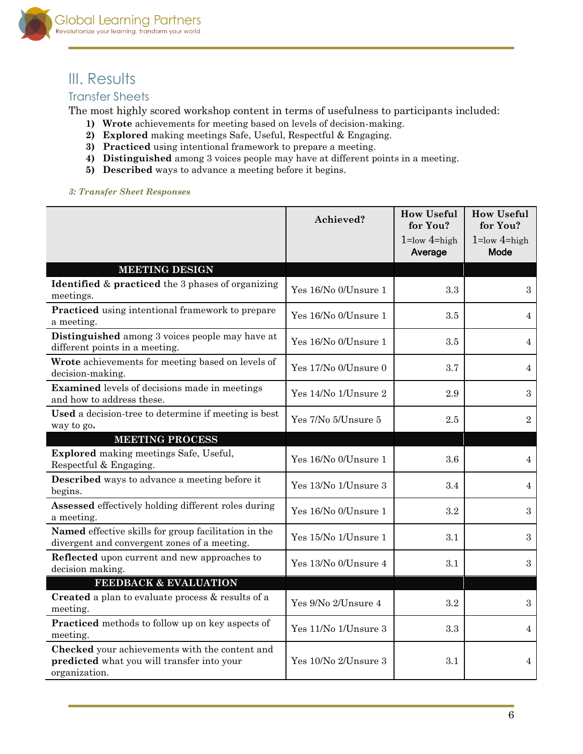## III. Results

### Transfer Sheets

The most highly scored workshop content in terms of usefulness to participants included:

1) **Wrote** achievements for meeting based on levels of decision-making.
2) **Explored** making meetings Safe, Useful, Respectful & Engaging.
3) **Practiced** using intentional framework to prepare a meeting.
4) **Distinguished** among 3 voices people may have at different points in a meeting.
5) **Described** ways to advance a meeting before it begins.

*3: Transfer Sheet Responses*

| | Achieved? | How Useful for You? 1=low 4=high Average | How Useful for You? 1=low 4=high Mode |
|---|---|---|---|
| **MEETING DESIGN** | | | |
| **Identified** & **practiced** the 3 phases of organizing meetings. | Yes 16/No 0/Unsure 1 | 3.3 | 3 |
| **Practiced** using intentional framework to prepare a meeting. | Yes 16/No 0/Unsure 1 | 3.5 | 4 |
| **Distinguished** among 3 voices people may have at different points in a meeting. | Yes 16/No 0/Unsure 1 | 3.5 | 4 |
| **Wrote** achievements for meeting based on levels of decision-making. | Yes 17/No 0/Unsure 0 | 3.7 | 4 |
| **Examined** levels of decisions made in meetings and how to address these. | Yes 14/No 1/Unsure 2 | 2.9 | 3 |
| **Used** a decision-tree to determine if meeting is best way to go. | Yes 7/No 5/Unsure 5 | 2.5 | 2 |
| **MEETING PROCESS** | | | |
| **Explored** making meetings Safe, Useful, Respectful & Engaging. | Yes 16/No 0/Unsure 1 | 3.6 | 4 |
| **Described** ways to advance a meeting before it begins. | Yes 13/No 1/Unsure 3 | 3.4 | 4 |
| **Assessed** effectively holding different roles during a meeting. | Yes 16/No 0/Unsure 1 | 3.2 | 3 |
| **Named** effective skills for group facilitation in the divergent and convergent zones of a meeting. | Yes 15/No 1/Unsure 1 | 3.1 | 3 |
| **Reflected** upon current and new approaches to decision making. | Yes 13/No 0/Unsure 4 | 3.1 | 3 |
| **FEEDBACK & EVALUATION** | | | |
| **Created** a plan to evaluate process & results of a meeting. | Yes 9/No 2/Unsure 4 | 3.2 | 3 |
| **Practiced** methods to follow up on key aspects of meeting. | Yes 11/No 1/Unsure 3 | 3.3 | 4 |
| **Checked** your achievements with the content and **predicted** what you will transfer into your organization. | Yes 10/No 2/Unsure 3 | 3.1 | 4 |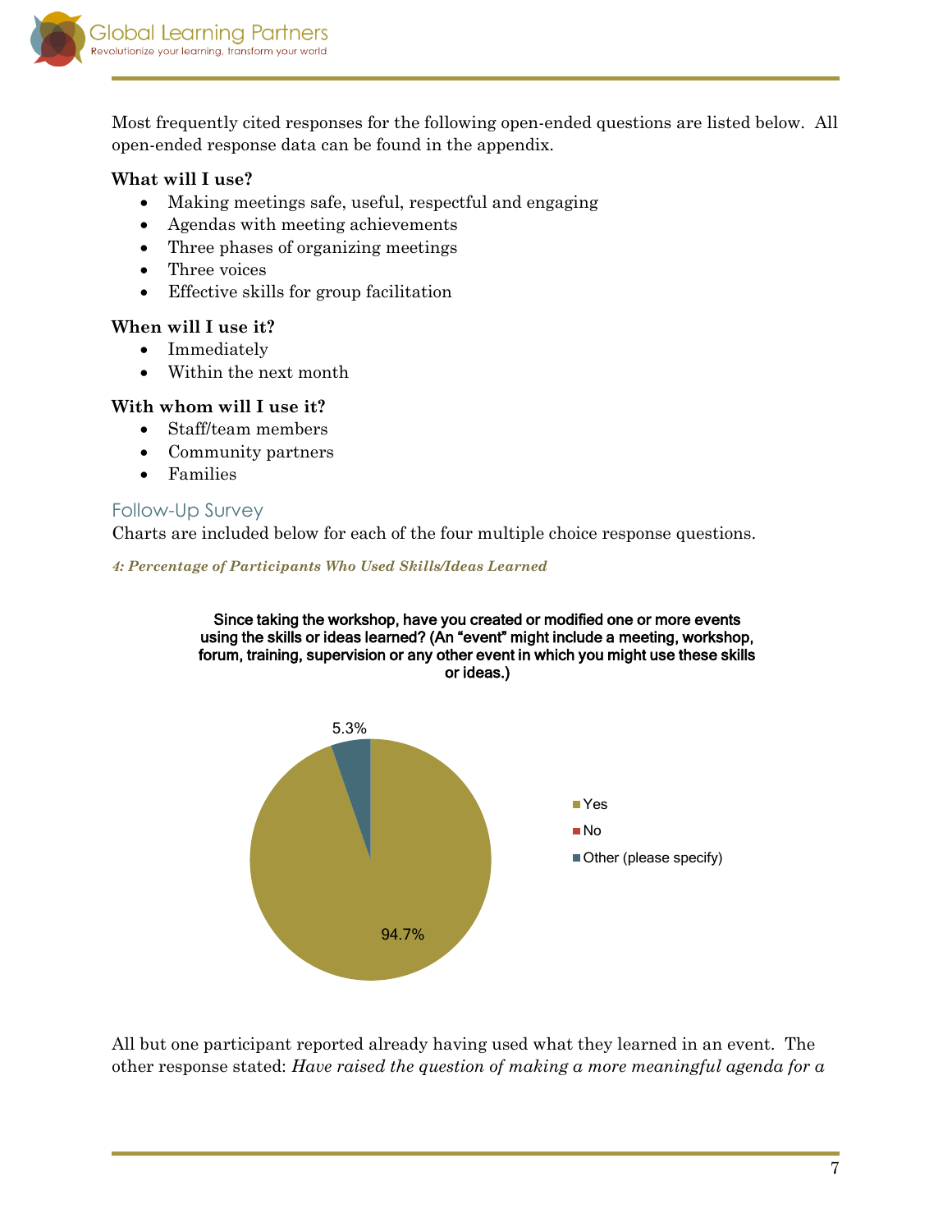Most frequently cited responses for the following open-ended questions are listed below. All open-ended response data can be found in the appendix.

**What will I use?**

- Making meetings safe, useful, respectful and engaging
- Agendas with meeting achievements
- Three phases of organizing meetings
- Three voices
- Effective skills for group facilitation

**When will I use it?**

- Immediately
- Within the next month

**With whom will I use it?**

- Staff/team members
- Community partners
- Families

## Follow-Up Survey

Charts are included below for each of the four multiple choice response questions.

***4: Percentage of Participants Who Used Skills/Ideas Learned***

**Since taking the workshop, have you created or modified one or more events using the skills or ideas learned? (An "event" might include a meeting, workshop, forum, training, supervision or any other event in which you might use these skills or ideas.)**

| Response | Percentage |
| --- | --- |
| Yes | 94.7% |
| No | |
| Other (please specify) | 5.3% |

All but one participant reported already having used what they learned in an event. The other response stated: *Have raised the question of making a more meaningful agenda for a*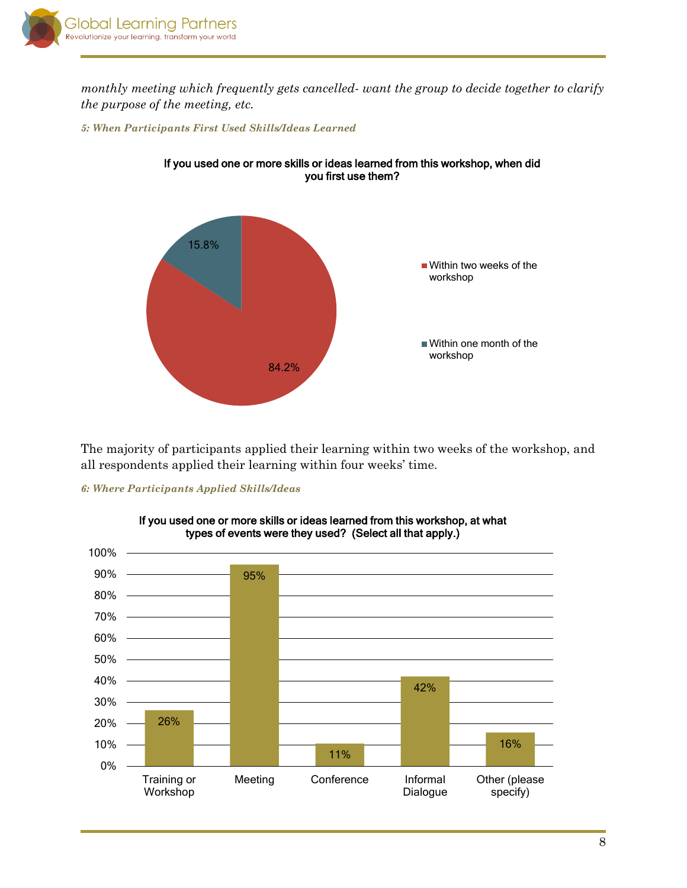*monthly meeting which frequently gets cancelled- want the group to decide together to clarify the purpose of the meeting, etc.*

***5: When Participants First Used Skills/Ideas Learned***

**If you used one or more skills or ideas learned from this workshop, when did you first use them?**

| Response | Percent |
| --- | --- |
| Within two weeks of the workshop | 84.2% |
| Within one month of the workshop | 15.8% |

The majority of participants applied their learning within two weeks of the workshop, and all respondents applied their learning within four weeks' time.

***6: Where Participants Applied Skills/Ideas***

**If you used one or more skills or ideas learned from this workshop, at what types of events were they used? (Select all that apply.)**

| Event Type | Percent |
| --- | --- |
| Training or Workshop | 26% |
| Meeting | 95% |
| Conference | 11% |
| Informal Dialogue | 42% |
| Other (please specify) | 16% |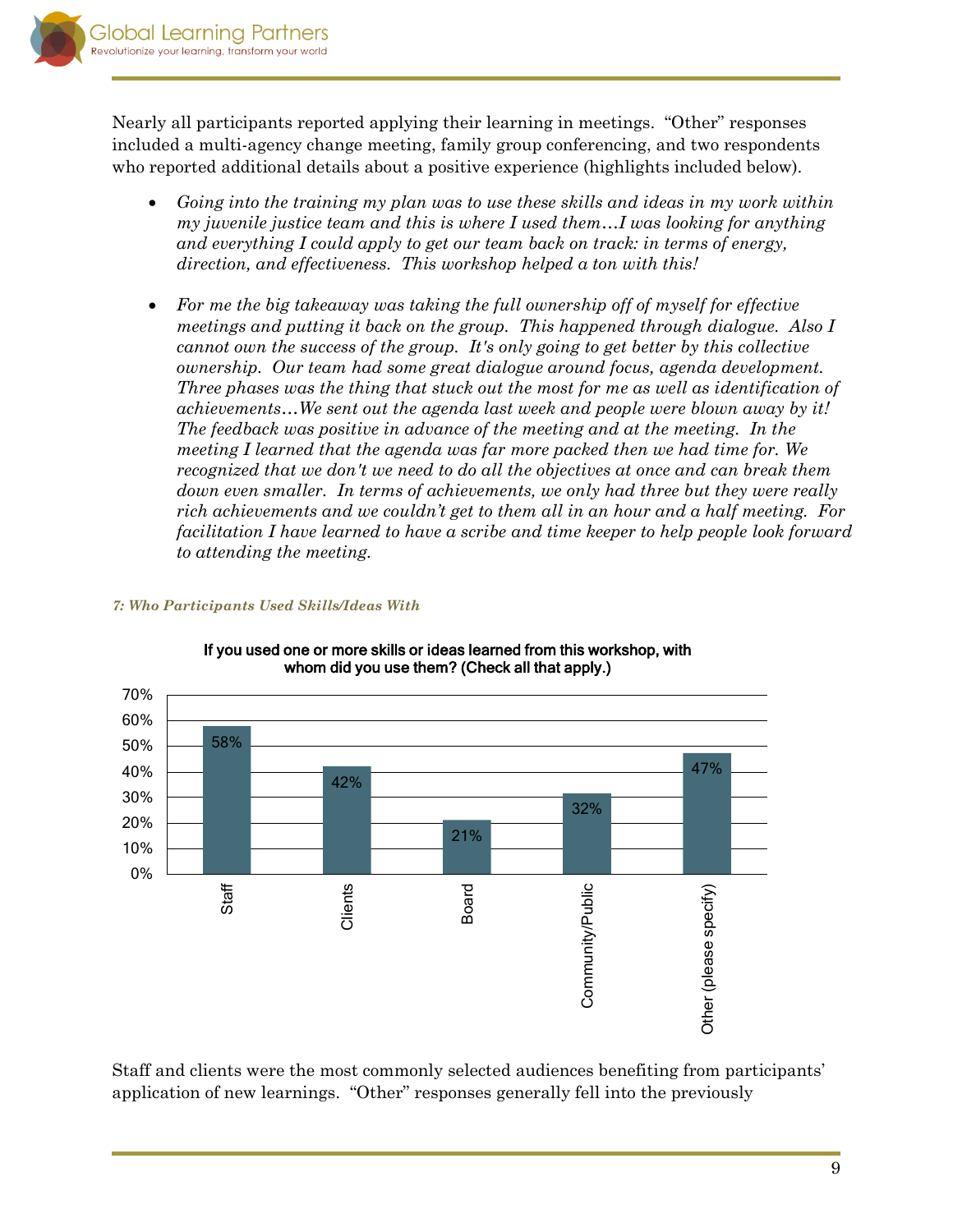Nearly all participants reported applying their learning in meetings. "Other" responses included a multi-agency change meeting, family group conferencing, and two respondents who reported additional details about a positive experience (highlights included below).

- *Going into the training my plan was to use these skills and ideas in my work within my juvenile justice team and this is where I used them…I was looking for anything and everything I could apply to get our team back on track: in terms of energy, direction, and effectiveness. This workshop helped a ton with this!*

- *For me the big takeaway was taking the full ownership off of myself for effective meetings and putting it back on the group. This happened through dialogue. Also I cannot own the success of the group. It's only going to get better by this collective ownership. Our team had some great dialogue around focus, agenda development. Three phases was the thing that stuck out the most for me as well as identification of achievements…We sent out the agenda last week and people were blown away by it! The feedback was positive in advance of the meeting and at the meeting. In the meeting I learned that the agenda was far more packed then we had time for. We recognized that we don't we need to do all the objectives at once and can break them down even smaller. In terms of achievements, we only had three but they were really rich achievements and we couldn't get to them all in an hour and a half meeting. For facilitation I have learned to have a scribe and time keeper to help people look forward to attending the meeting.*

***7: Who Participants Used Skills/Ideas With***

**If you used one or more skills or ideas learned from this workshop, with whom did you use them? (Check all that apply.)**

| Response | Percent |
|---|---|
| Staff | 58% |
| Clients | 42% |
| Board | 21% |
| Community/Public | 32% |
| Other (please specify) | 47% |

Staff and clients were the most commonly selected audiences benefiting from participants' application of new learnings. "Other" responses generally fell into the previously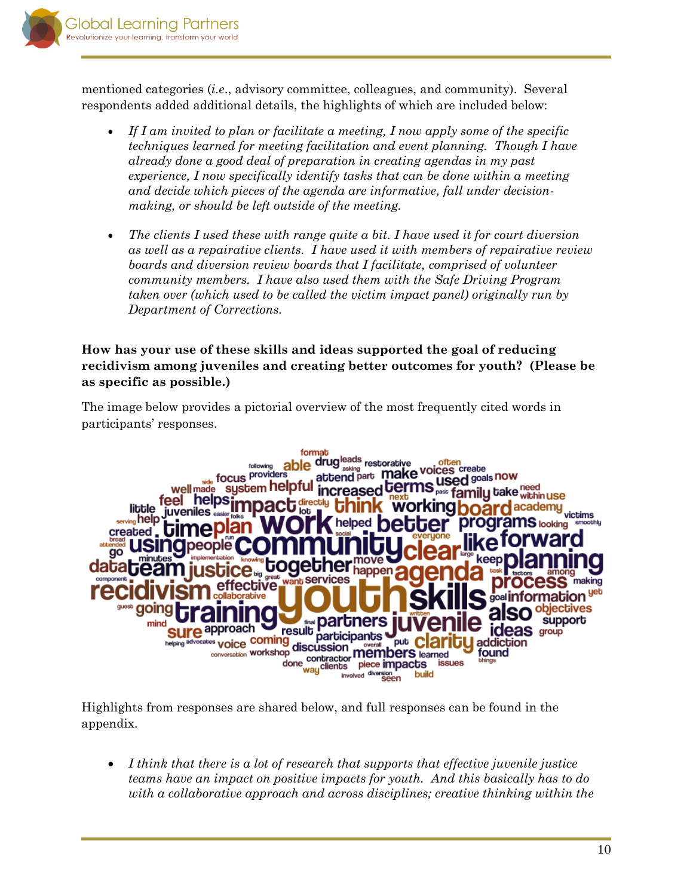mentioned categories (*i.e*., advisory committee, colleagues, and community). Several respondents added additional details, the highlights of which are included below:

- *If I am invited to plan or facilitate a meeting, I now apply some of the specific techniques learned for meeting facilitation and event planning. Though I have already done a good deal of preparation in creating agendas in my past experience, I now specifically identify tasks that can be done within a meeting and decide which pieces of the agenda are informative, fall under decision-making, or should be left outside of the meeting.*

- *The clients I used these with range quite a bit. I have used it for court diversion as well as a repairative clients. I have used it with members of repairative review boards and diversion review boards that I facilitate, comprised of volunteer community members. I have also used them with the Safe Driving Program taken over (which used to be called the victim impact panel) originally run by Department of Corrections.*

**How has your use of these skills and ideas supported the goal of reducing recidivism among juveniles and creating better outcomes for youth? (Please be as specific as possible.)**

The image below provides a pictorial overview of the most frequently cited words in participants' responses.

Highlights from responses are shared below, and full responses can be found in the appendix.

- *I think that there is a lot of research that supports that effective juvenile justice teams have an impact on positive impacts for youth. And this basically has to do with a collaborative approach and across disciplines; creative thinking within the*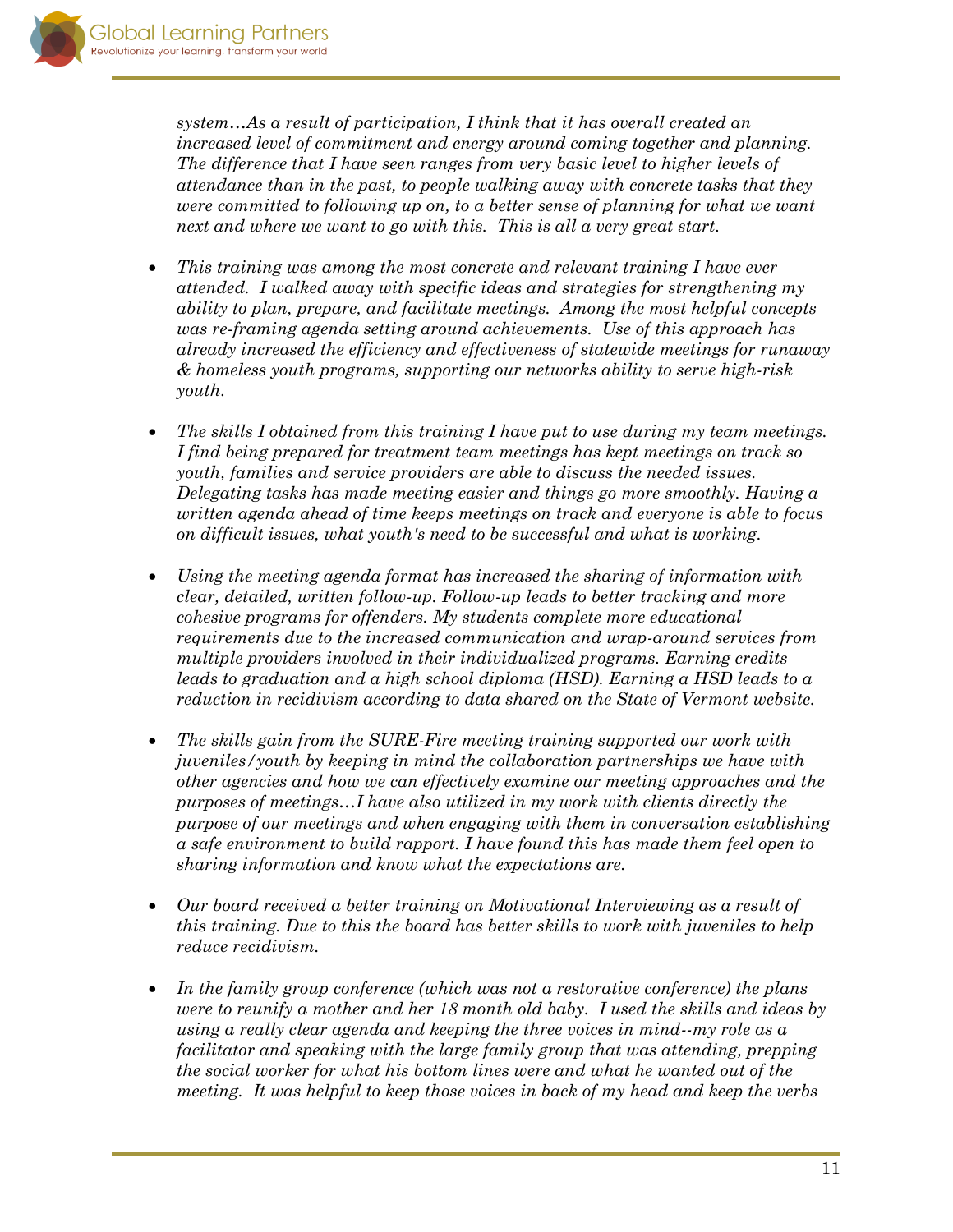*system…As a result of participation, I think that it has overall created an increased level of commitment and energy around coming together and planning. The difference that I have seen ranges from very basic level to higher levels of attendance than in the past, to people walking away with concrete tasks that they were committed to following up on, to a better sense of planning for what we want next and where we want to go with this. This is all a very great start.*

- *This training was among the most concrete and relevant training I have ever attended. I walked away with specific ideas and strategies for strengthening my ability to plan, prepare, and facilitate meetings. Among the most helpful concepts was re-framing agenda setting around achievements. Use of this approach has already increased the efficiency and effectiveness of statewide meetings for runaway & homeless youth programs, supporting our networks ability to serve high-risk youth.*

- *The skills I obtained from this training I have put to use during my team meetings. I find being prepared for treatment team meetings has kept meetings on track so youth, families and service providers are able to discuss the needed issues. Delegating tasks has made meeting easier and things go more smoothly. Having a written agenda ahead of time keeps meetings on track and everyone is able to focus on difficult issues, what youth's need to be successful and what is working.*

- *Using the meeting agenda format has increased the sharing of information with clear, detailed, written follow-up. Follow-up leads to better tracking and more cohesive programs for offenders. My students complete more educational requirements due to the increased communication and wrap-around services from multiple providers involved in their individualized programs. Earning credits leads to graduation and a high school diploma (HSD). Earning a HSD leads to a reduction in recidivism according to data shared on the State of Vermont website.*

- *The skills gain from the SURE-Fire meeting training supported our work with juveniles/youth by keeping in mind the collaboration partnerships we have with other agencies and how we can effectively examine our meeting approaches and the purposes of meetings…I have also utilized in my work with clients directly the purpose of our meetings and when engaging with them in conversation establishing a safe environment to build rapport. I have found this has made them feel open to sharing information and know what the expectations are.*

- *Our board received a better training on Motivational Interviewing as a result of this training. Due to this the board has better skills to work with juveniles to help reduce recidivism.*

- *In the family group conference (which was not a restorative conference) the plans were to reunify a mother and her 18 month old baby. I used the skills and ideas by using a really clear agenda and keeping the three voices in mind--my role as a facilitator and speaking with the large family group that was attending, prepping the social worker for what his bottom lines were and what he wanted out of the meeting. It was helpful to keep those voices in back of my head and keep the verbs*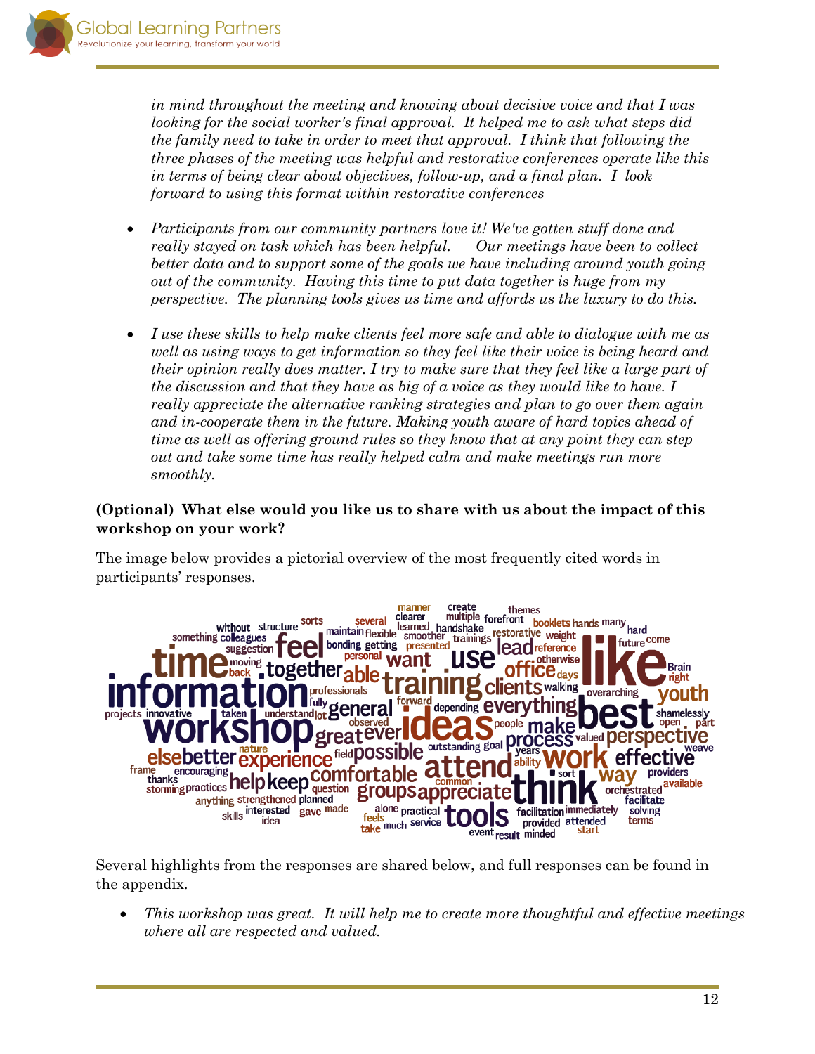*in mind throughout the meeting and knowing about decisive voice and that I was looking for the social worker's final approval. It helped me to ask what steps did the family need to take in order to meet that approval. I think that following the three phases of the meeting was helpful and restorative conferences operate like this in terms of being clear about objectives, follow-up, and a final plan. I look forward to using this format within restorative conferences*

- *Participants from our community partners love it! We've gotten stuff done and really stayed on task which has been helpful. Our meetings have been to collect better data and to support some of the goals we have including around youth going out of the community. Having this time to put data together is huge from my perspective. The planning tools gives us time and affords us the luxury to do this.*

- *I use these skills to help make clients feel more safe and able to dialogue with me as well as using ways to get information so they feel like their voice is being heard and their opinion really does matter. I try to make sure that they feel like a large part of the discussion and that they have as big of a voice as they would like to have. I really appreciate the alternative ranking strategies and plan to go over them again and in-cooperate them in the future. Making youth aware of hard topics ahead of time as well as offering ground rules so they know that at any point they can step out and take some time has really helped calm and make meetings run more smoothly.*

**(Optional) What else would you like us to share with us about the impact of this workshop on your work?**

The image below provides a pictorial overview of the most frequently cited words in participants' responses.

Several highlights from the responses are shared below, and full responses can be found in the appendix.

- *This workshop was great. It will help me to create more thoughtful and effective meetings where all are respected and valued.*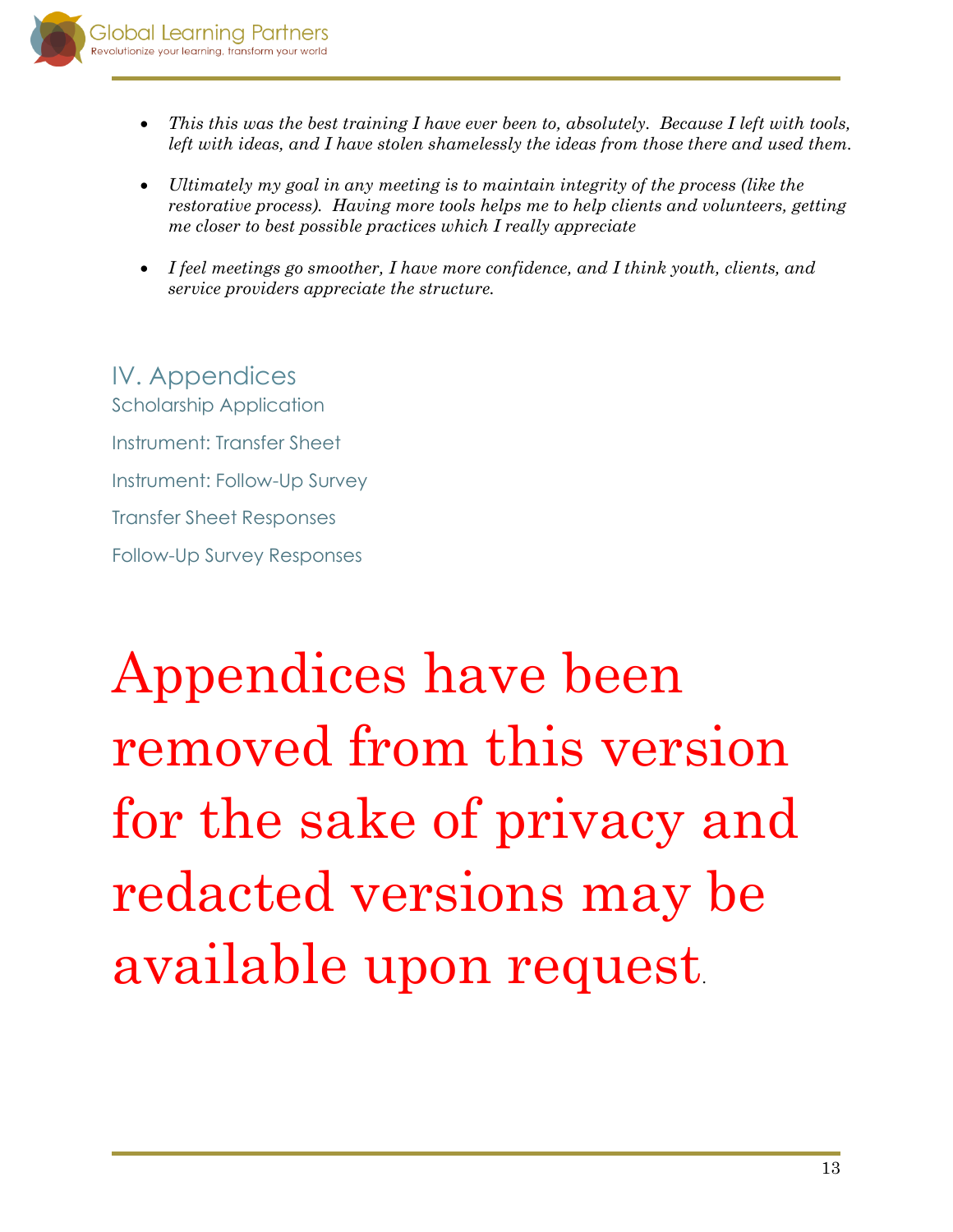- *This this was the best training I have ever been to, absolutely. Because I left with tools, left with ideas, and I have stolen shamelessly the ideas from those there and used them.*
- *Ultimately my goal in any meeting is to maintain integrity of the process (like the restorative process). Having more tools helps me to help clients and volunteers, getting me closer to best possible practices which I really appreciate*
- *I feel meetings go smoother, I have more confidence, and I think youth, clients, and service providers appreciate the structure.*

## IV. Appendices

Scholarship Application

Instrument: Transfer Sheet

Instrument: Follow-Up Survey

Transfer Sheet Responses

Follow-Up Survey Responses

Appendices have been removed from this version for the sake of privacy and redacted versions may be available upon request.